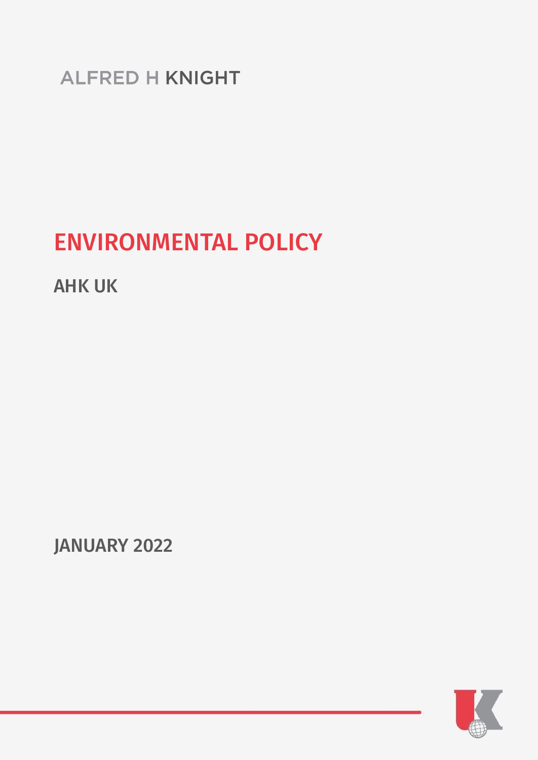ALFRED H KNIGHT

# ENVIRONMENTAL POLICY

## AHK UK

JANUARY 2022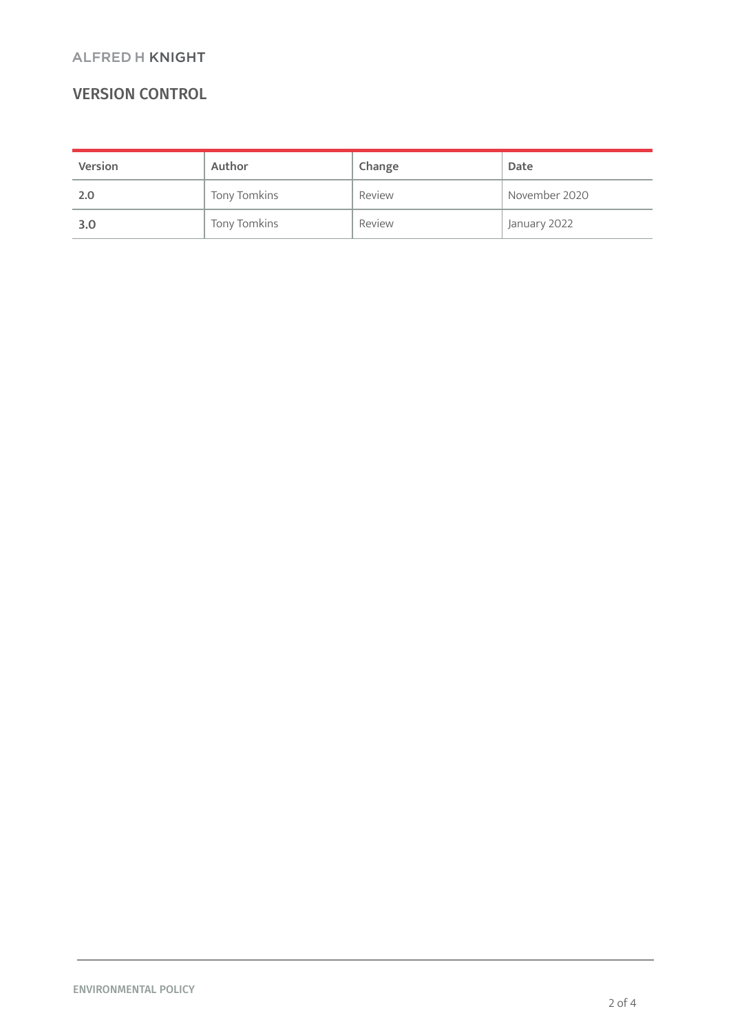## VERSION CONTROL

| Version | Author | Change | Date |
|---|---|---|---|
| 2.0 | Tony Tomkins | Review | November 2020 |
| 3.0 | Tony Tomkins | Review | January 2022 |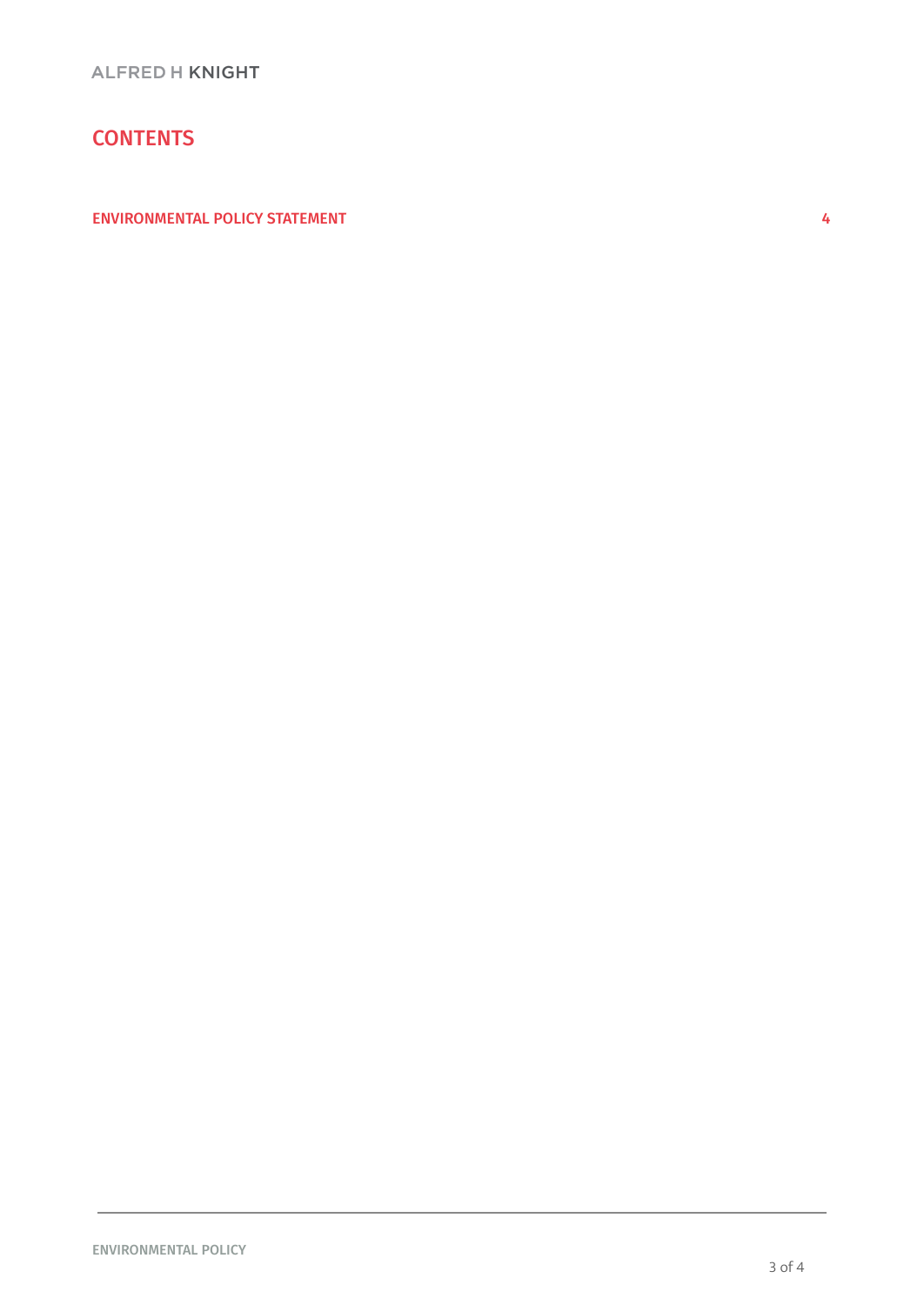# CONTENTS

ENVIRONMENTAL POLICY STATEMENT 4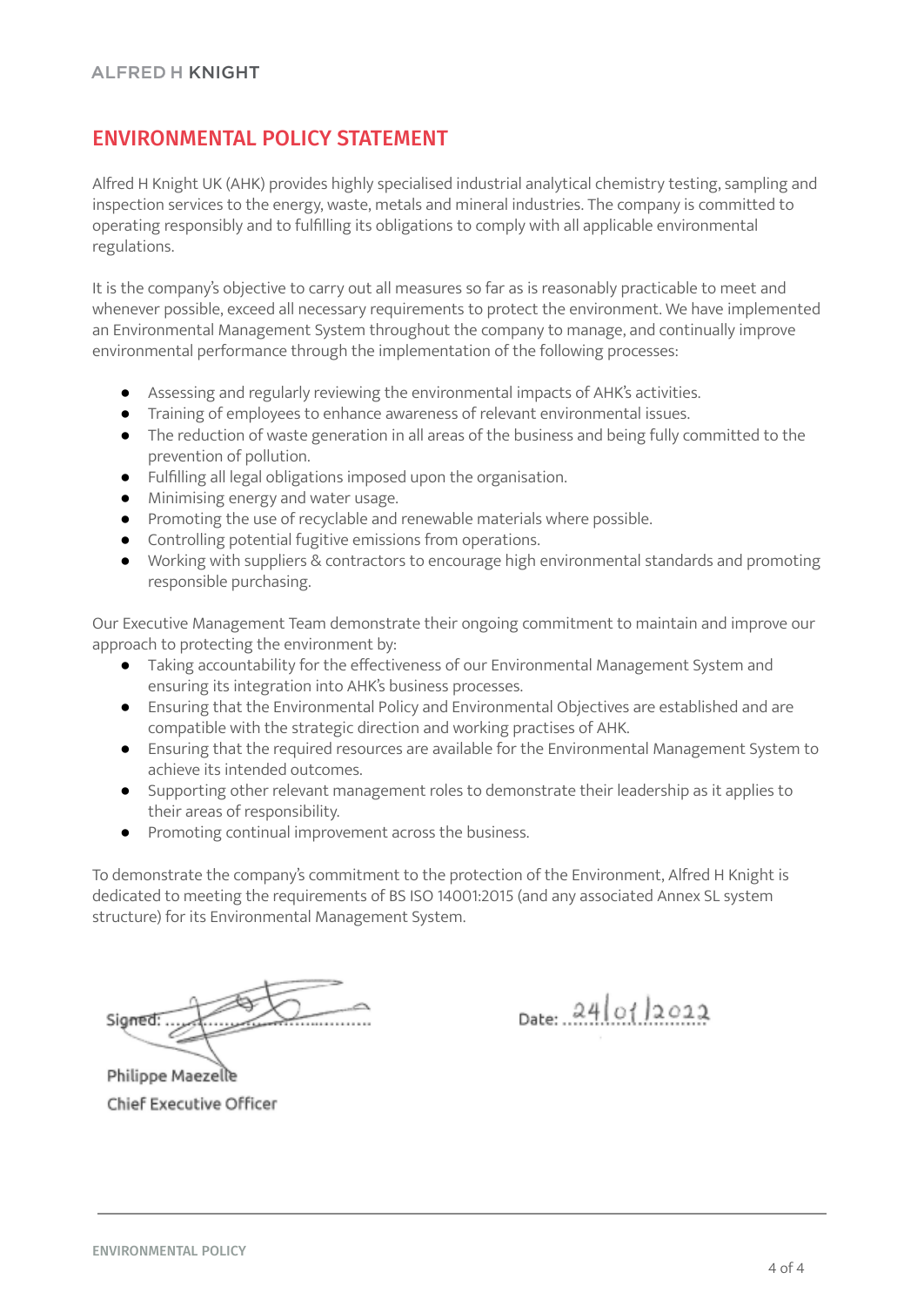ALFRED H KNIGHT

# ENVIRONMENTAL POLICY STATEMENT

Alfred H Knight UK (AHK) provides highly specialised industrial analytical chemistry testing, sampling and inspection services to the energy, waste, metals and mineral industries. The company is committed to operating responsibly and to fulfilling its obligations to comply with all applicable environmental regulations.

It is the company's objective to carry out all measures so far as is reasonably practicable to meet and whenever possible, exceed all necessary requirements to protect the environment. We have implemented an Environmental Management System throughout the company to manage, and continually improve environmental performance through the implementation of the following processes:

- Assessing and regularly reviewing the environmental impacts of AHK's activities.
- Training of employees to enhance awareness of relevant environmental issues.
- The reduction of waste generation in all areas of the business and being fully committed to the prevention of pollution.
- Fulfilling all legal obligations imposed upon the organisation.
- Minimising energy and water usage.
- Promoting the use of recyclable and renewable materials where possible.
- Controlling potential fugitive emissions from operations.
- Working with suppliers & contractors to encourage high environmental standards and promoting responsible purchasing.

Our Executive Management Team demonstrate their ongoing commitment to maintain and improve our approach to protecting the environment by:

- Taking accountability for the effectiveness of our Environmental Management System and ensuring its integration into AHK's business processes.
- Ensuring that the Environmental Policy and Environmental Objectives are established and are compatible with the strategic direction and working practises of AHK.
- Ensuring that the required resources are available for the Environmental Management System to achieve its intended outcomes.
- Supporting other relevant management roles to demonstrate their leadership as it applies to their areas of responsibility.
- Promoting continual improvement across the business.

To demonstrate the company's commitment to the protection of the Environment, Alfred H Knight is dedicated to meeting the requirements of BS ISO 14001:2015 (and any associated Annex SL system structure) for its Environmental Management System.

Signed: ..............................

Philippe Maezelle
Chief Executive Officer

Date: 24/01/2022

ENVIRONMENTAL POLICY